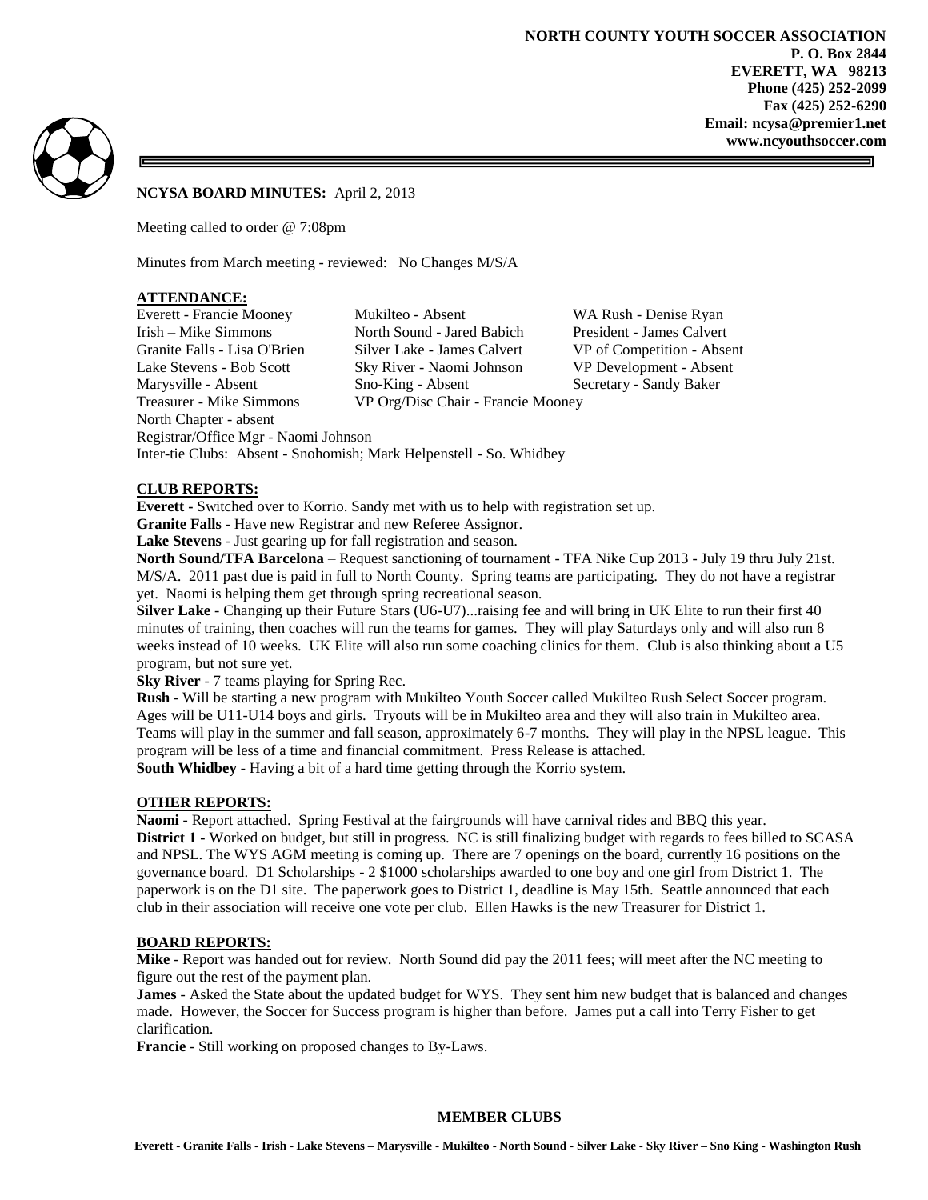**NORTH COUNTY YOUTH SOCCER ASSOCIATION**
**P. O. Box 2844**
**EVERETT, WA 98213**
**Phone (425) 252-2099**
**Fax (425) 252-6290**
**Email: ncysa@premier1.net**
**www.ncyouthsoccer.com**

**NCYSA BOARD MINUTES:** April 2, 2013

Meeting called to order @ 7:08pm

Minutes from March meeting - reviewed: No Changes M/S/A

## ATTENDANCE:

| | | |
|---|---|---|
| Everett - Francie Mooney | Mukilteo - Absent | WA Rush - Denise Ryan |
| Irish – Mike Simmons | North Sound - Jared Babich | President - James Calvert |
| Granite Falls - Lisa O'Brien | Silver Lake - James Calvert | VP of Competition - Absent |
| Lake Stevens - Bob Scott | Sky River - Naomi Johnson | VP Development - Absent |
| Marysville - Absent | Sno-King - Absent | Secretary - Sandy Baker |
| Treasurer - Mike Simmons | VP Org/Disc Chair - Francie Mooney | |

North Chapter - absent
Registrar/Office Mgr - Naomi Johnson
Inter-tie Clubs: Absent - Snohomish; Mark Helpenstell - So. Whidbey

## CLUB REPORTS:

**Everett** - Switched over to Korrio. Sandy met with us to help with registration set up.

**Granite Falls** - Have new Registrar and new Referee Assignor.

**Lake Stevens** - Just gearing up for fall registration and season.

**North Sound/TFA Barcelona** – Request sanctioning of tournament - TFA Nike Cup 2013 - July 19 thru July 21st. M/S/A. 2011 past due is paid in full to North County. Spring teams are participating. They do not have a registrar yet. Naomi is helping them get through spring recreational season.

**Silver Lake** - Changing up their Future Stars (U6-U7)...raising fee and will bring in UK Elite to run their first 40 minutes of training, then coaches will run the teams for games. They will play Saturdays only and will also run 8 weeks instead of 10 weeks. UK Elite will also run some coaching clinics for them. Club is also thinking about a U5 program, but not sure yet.

**Sky River** - 7 teams playing for Spring Rec.

**Rush** - Will be starting a new program with Mukilteo Youth Soccer called Mukilteo Rush Select Soccer program. Ages will be U11-U14 boys and girls. Tryouts will be in Mukilteo area and they will also train in Mukilteo area. Teams will play in the summer and fall season, approximately 6-7 months. They will play in the NPSL league. This program will be less of a time and financial commitment. Press Release is attached.

**South Whidbey** - Having a bit of a hard time getting through the Korrio system.

## OTHER REPORTS:

**Naomi -** Report attached. Spring Festival at the fairgrounds will have carnival rides and BBQ this year.

**District 1 -** Worked on budget, but still in progress. NC is still finalizing budget with regards to fees billed to SCASA and NPSL. The WYS AGM meeting is coming up. There are 7 openings on the board, currently 16 positions on the governance board. D1 Scholarships - 2 $1000 scholarships awarded to one boy and one girl from District 1. The paperwork is on the D1 site. The paperwork goes to District 1, deadline is May 15th. Seattle announced that each club in their association will receive one vote per club. Ellen Hawks is the new Treasurer for District 1.

## BOARD REPORTS:

**Mike** - Report was handed out for review. North Sound did pay the 2011 fees; will meet after the NC meeting to figure out the rest of the payment plan.

**James** - Asked the State about the updated budget for WYS. They sent him new budget that is balanced and changes made. However, the Soccer for Success program is higher than before. James put a call into Terry Fisher to get clarification.

**Francie** - Still working on proposed changes to By-Laws.

**MEMBER CLUBS**

**Everett - Granite Falls - Irish - Lake Stevens – Marysville - Mukilteo - North Sound - Silver Lake - Sky River – Sno King - Washington Rush**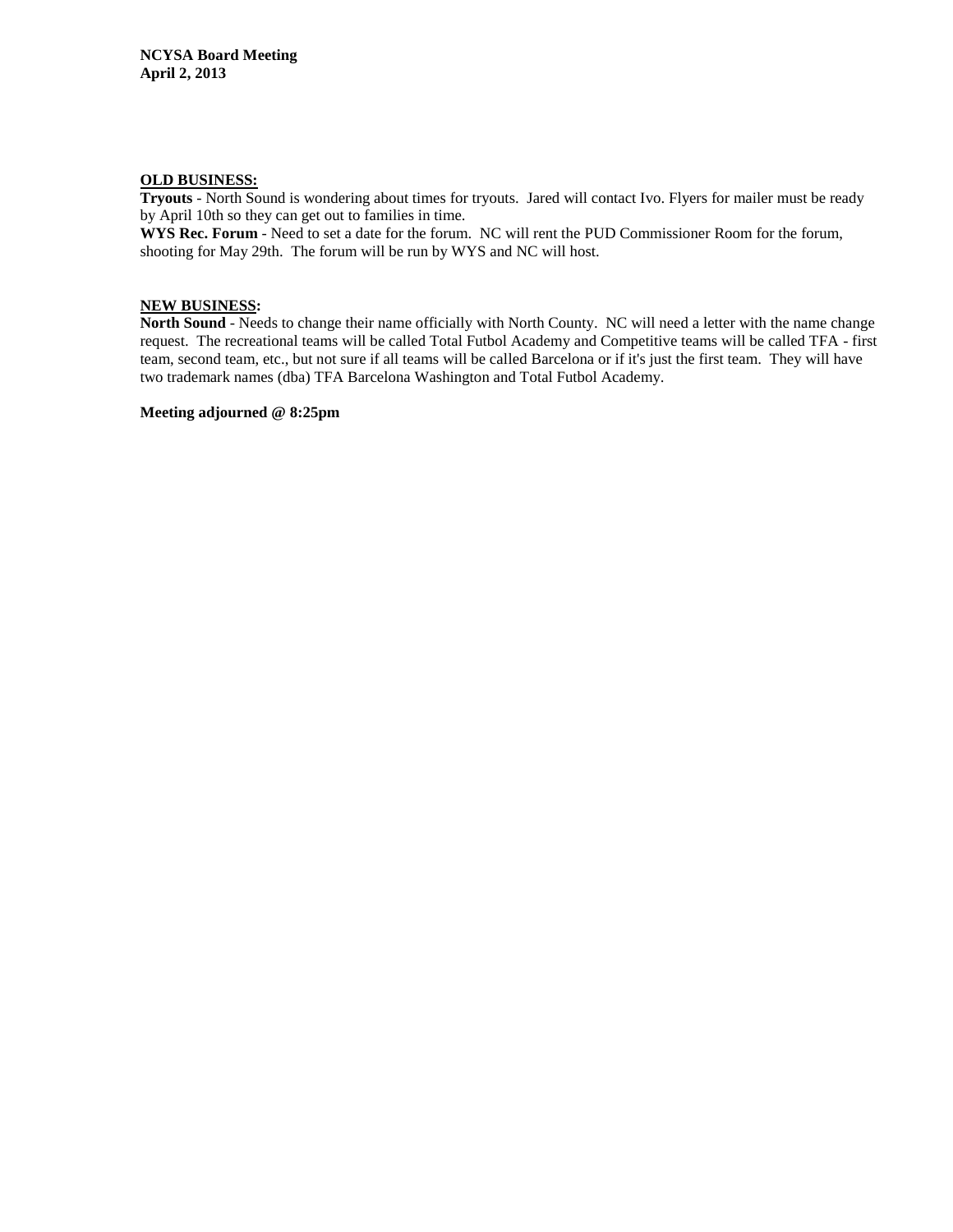**OLD BUSINESS:**

**Tryouts** - North Sound is wondering about times for tryouts. Jared will contact Ivo. Flyers for mailer must be ready by April 10th so they can get out to families in time.

**WYS Rec. Forum** - Need to set a date for the forum. NC will rent the PUD Commissioner Room for the forum, shooting for May 29th. The forum will be run by WYS and NC will host.

**NEW BUSINESS:**

**North Sound** - Needs to change their name officially with North County. NC will need a letter with the name change request. The recreational teams will be called Total Futbol Academy and Competitive teams will be called TFA - first team, second team, etc., but not sure if all teams will be called Barcelona or if it's just the first team. They will have two trademark names (dba) TFA Barcelona Washington and Total Futbol Academy.

**Meeting adjourned @ 8:25pm**